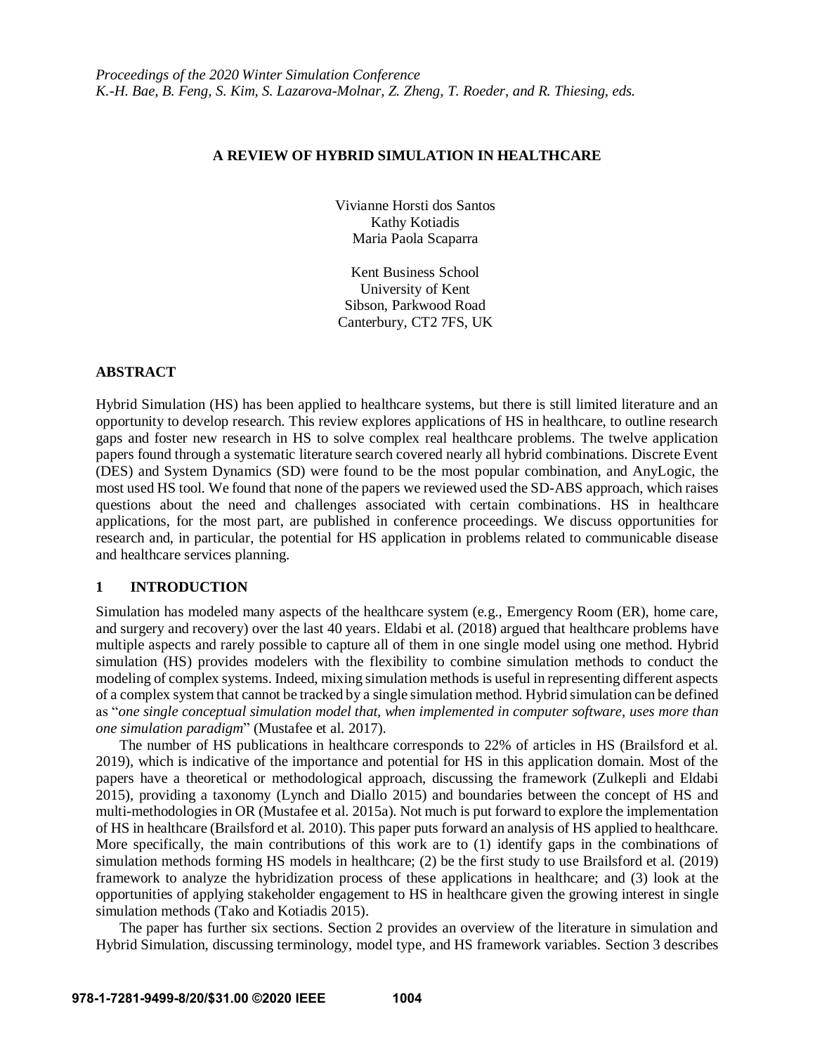*Proceedings of the 2020 Winter Simulation Conference*
*K.-H. Bae, B. Feng, S. Kim, S. Lazarova-Molnar, Z. Zheng, T. Roeder, and R. Thiesing, eds.*

# A REVIEW OF HYBRID SIMULATION IN HEALTHCARE

Vivianne Horsti dos Santos
Kathy Kotiadis
Maria Paola Scaparra

Kent Business School
University of Kent
Sibson, Parkwood Road
Canterbury, CT2 7FS, UK

## ABSTRACT

Hybrid Simulation (HS) has been applied to healthcare systems, but there is still limited literature and an opportunity to develop research. This review explores applications of HS in healthcare, to outline research gaps and foster new research in HS to solve complex real healthcare problems. The twelve application papers found through a systematic literature search covered nearly all hybrid combinations. Discrete Event (DES) and System Dynamics (SD) were found to be the most popular combination, and AnyLogic, the most used HS tool. We found that none of the papers we reviewed used the SD-ABS approach, which raises questions about the need and challenges associated with certain combinations. HS in healthcare applications, for the most part, are published in conference proceedings. We discuss opportunities for research and, in particular, the potential for HS application in problems related to communicable disease and healthcare services planning.

## 1 INTRODUCTION

Simulation has modeled many aspects of the healthcare system (e.g., Emergency Room (ER), home care, and surgery and recovery) over the last 40 years. Eldabi et al. (2018) argued that healthcare problems have multiple aspects and rarely possible to capture all of them in one single model using one method. Hybrid simulation (HS) provides modelers with the flexibility to combine simulation methods to conduct the modeling of complex systems. Indeed, mixing simulation methods is useful in representing different aspects of a complex system that cannot be tracked by a single simulation method. Hybrid simulation can be defined as "*one single conceptual simulation model that, when implemented in computer software, uses more than one simulation paradigm*" (Mustafee et al. 2017).

The number of HS publications in healthcare corresponds to 22% of articles in HS (Brailsford et al. 2019), which is indicative of the importance and potential for HS in this application domain. Most of the papers have a theoretical or methodological approach, discussing the framework (Zulkepli and Eldabi 2015), providing a taxonomy (Lynch and Diallo 2015) and boundaries between the concept of HS and multi-methodologies in OR (Mustafee et al. 2015a). Not much is put forward to explore the implementation of HS in healthcare (Brailsford et al. 2010). This paper puts forward an analysis of HS applied to healthcare. More specifically, the main contributions of this work are to (1) identify gaps in the combinations of simulation methods forming HS models in healthcare; (2) be the first study to use Brailsford et al. (2019) framework to analyze the hybridization process of these applications in healthcare; and (3) look at the opportunities of applying stakeholder engagement to HS in healthcare given the growing interest in single simulation methods (Tako and Kotiadis 2015).

The paper has further six sections. Section 2 provides an overview of the literature in simulation and Hybrid Simulation, discussing terminology, model type, and HS framework variables. Section 3 describes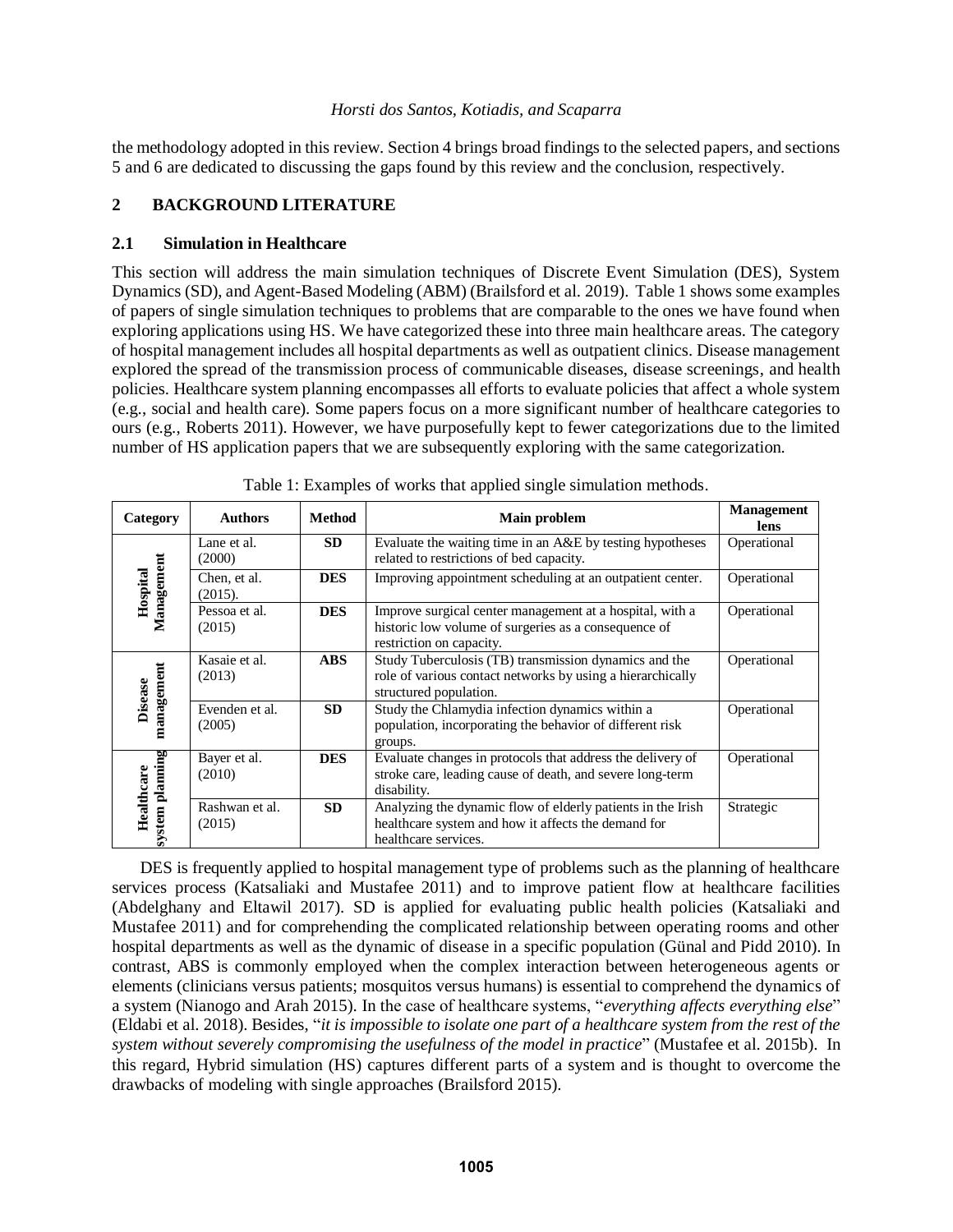the methodology adopted in this review. Section 4 brings broad findings to the selected papers, and sections 5 and 6 are dedicated to discussing the gaps found by this review and the conclusion, respectively.

## 2 BACKGROUND LITERATURE

### 2.1 Simulation in Healthcare

This section will address the main simulation techniques of Discrete Event Simulation (DES), System Dynamics (SD), and Agent-Based Modeling (ABM) (Brailsford et al. 2019). Table 1 shows some examples of papers of single simulation techniques to problems that are comparable to the ones we have found when exploring applications using HS. We have categorized these into three main healthcare areas. The category of hospital management includes all hospital departments as well as outpatient clinics. Disease management explored the spread of the transmission process of communicable diseases, disease screenings, and health policies. Healthcare system planning encompasses all efforts to evaluate policies that affect a whole system (e.g., social and health care). Some papers focus on a more significant number of healthcare categories to ours (e.g., Roberts 2011). However, we have purposefully kept to fewer categorizations due to the limited number of HS application papers that we are subsequently exploring with the same categorization.

Table 1: Examples of works that applied single simulation methods.

| Category | Authors | Method | Main problem | Management lens |
|---|---|---|---|---|
| Hospital Management | Lane et al. (2000) | **SD** | Evaluate the waiting time in an A&E by testing hypotheses related to restrictions of bed capacity. | Operational |
| | Chen, et al. (2015). | **DES** | Improving appointment scheduling at an outpatient center. | Operational |
| | Pessoa et al. (2015) | **DES** | Improve surgical center management at a hospital, with a historic low volume of surgeries as a consequence of restriction on capacity. | Operational |
| Disease management | Kasaie et al. (2013) | **ABS** | Study Tuberculosis (TB) transmission dynamics and the role of various contact networks by using a hierarchically structured population. | Operational |
| | Evenden et al. (2005) | **SD** | Study the Chlamydia infection dynamics within a population, incorporating the behavior of different risk groups. | Operational |
| Healthcare system planning | Bayer et al. (2010) | **DES** | Evaluate changes in protocols that address the delivery of stroke care, leading cause of death, and severe long-term disability. | Operational |
| | Rashwan et al. (2015) | **SD** | Analyzing the dynamic flow of elderly patients in the Irish healthcare system and how it affects the demand for healthcare services. | Strategic |

DES is frequently applied to hospital management type of problems such as the planning of healthcare services process (Katsaliaki and Mustafee 2011) and to improve patient flow at healthcare facilities (Abdelghany and Eltawil 2017). SD is applied for evaluating public health policies (Katsaliaki and Mustafee 2011) and for comprehending the complicated relationship between operating rooms and other hospital departments as well as the dynamic of disease in a specific population (Günal and Pidd 2010). In contrast, ABS is commonly employed when the complex interaction between heterogeneous agents or elements (clinicians versus patients; mosquitos versus humans) is essential to comprehend the dynamics of a system (Nianogo and Arah 2015). In the case of healthcare systems, "*everything affects everything else*" (Eldabi et al. 2018). Besides, "*it is impossible to isolate one part of a healthcare system from the rest of the system without severely compromising the usefulness of the model in practice*" (Mustafee et al. 2015b). In this regard, Hybrid simulation (HS) captures different parts of a system and is thought to overcome the drawbacks of modeling with single approaches (Brailsford 2015).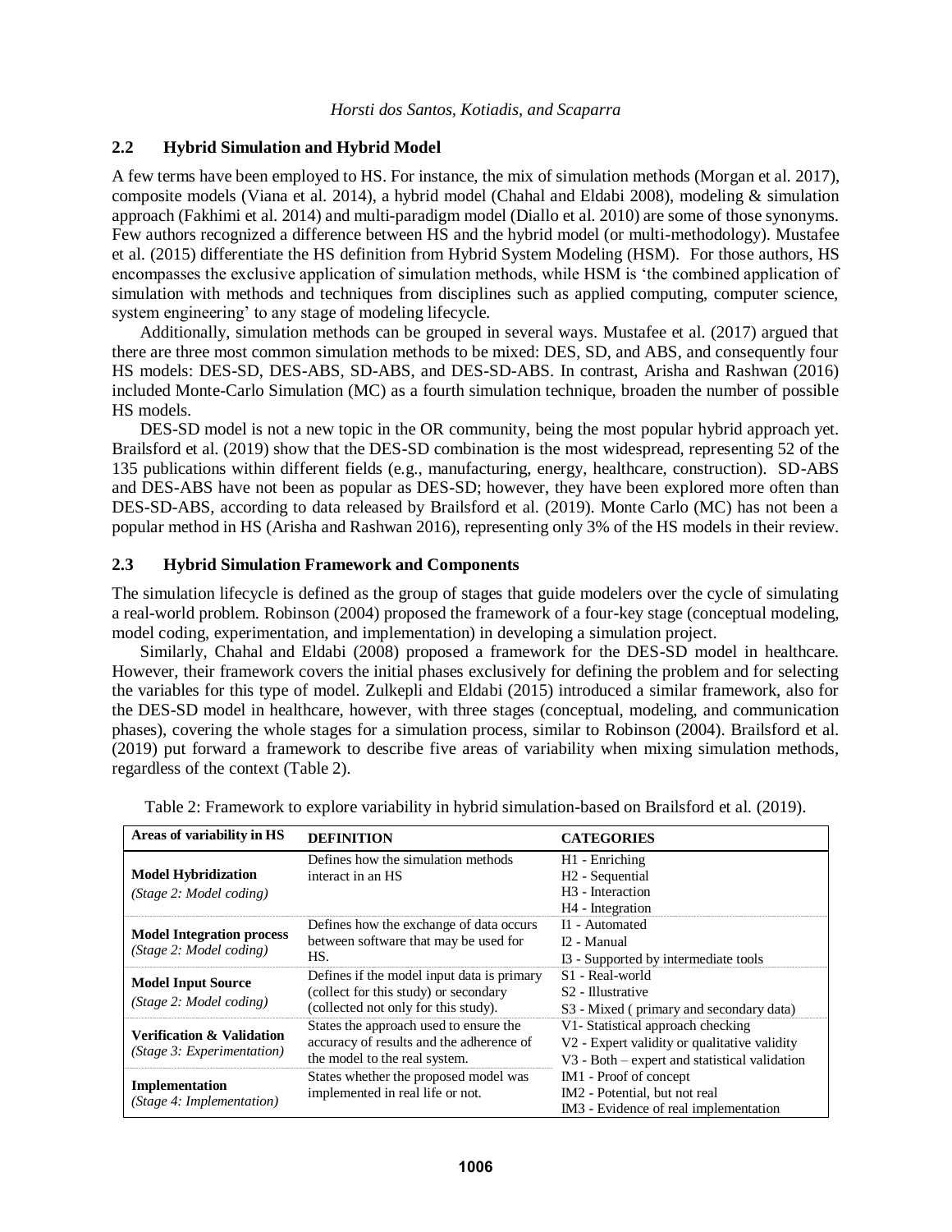## 2.2 Hybrid Simulation and Hybrid Model

A few terms have been employed to HS. For instance, the mix of simulation methods (Morgan et al. 2017), composite models (Viana et al. 2014), a hybrid model (Chahal and Eldabi 2008), modeling & simulation approach (Fakhimi et al. 2014) and multi-paradigm model (Diallo et al. 2010) are some of those synonyms. Few authors recognized a difference between HS and the hybrid model (or multi-methodology). Mustafee et al. (2015) differentiate the HS definition from Hybrid System Modeling (HSM). For those authors, HS encompasses the exclusive application of simulation methods, while HSM is 'the combined application of simulation with methods and techniques from disciplines such as applied computing, computer science, system engineering' to any stage of modeling lifecycle.

Additionally, simulation methods can be grouped in several ways. Mustafee et al. (2017) argued that there are three most common simulation methods to be mixed: DES, SD, and ABS, and consequently four HS models: DES-SD, DES-ABS, SD-ABS, and DES-SD-ABS. In contrast, Arisha and Rashwan (2016) included Monte-Carlo Simulation (MC) as a fourth simulation technique, broaden the number of possible HS models.

DES-SD model is not a new topic in the OR community, being the most popular hybrid approach yet. Brailsford et al. (2019) show that the DES-SD combination is the most widespread, representing 52 of the 135 publications within different fields (e.g., manufacturing, energy, healthcare, construction). SD-ABS and DES-ABS have not been as popular as DES-SD; however, they have been explored more often than DES-SD-ABS, according to data released by Brailsford et al. (2019). Monte Carlo (MC) has not been a popular method in HS (Arisha and Rashwan 2016), representing only 3% of the HS models in their review.

## 2.3 Hybrid Simulation Framework and Components

The simulation lifecycle is defined as the group of stages that guide modelers over the cycle of simulating a real-world problem. Robinson (2004) proposed the framework of a four-key stage (conceptual modeling, model coding, experimentation, and implementation) in developing a simulation project.

Similarly, Chahal and Eldabi (2008) proposed a framework for the DES-SD model in healthcare. However, their framework covers the initial phases exclusively for defining the problem and for selecting the variables for this type of model. Zulkepli and Eldabi (2015) introduced a similar framework, also for the DES-SD model in healthcare, however, with three stages (conceptual, modeling, and communication phases), covering the whole stages for a simulation process, similar to Robinson (2004). Brailsford et al. (2019) put forward a framework to describe five areas of variability when mixing simulation methods, regardless of the context (Table 2).

Table 2: Framework to explore variability in hybrid simulation-based on Brailsford et al. (2019).

| Areas of variability in HS | DEFINITION | CATEGORIES |
|---|---|---|
| **Model Hybridization** *(Stage 2: Model coding)* | Defines how the simulation methods interact in an HS | H1 - Enriching<br>H2 - Sequential<br>H3 - Interaction<br>H4 - Integration |
| **Model Integration process** *(Stage 2: Model coding)* | Defines how the exchange of data occurs between software that may be used for HS. | I1 - Automated<br>I2 - Manual<br>I3 - Supported by intermediate tools |
| **Model Input Source** *(Stage 2: Model coding)* | Defines if the model input data is primary (collect for this study) or secondary (collected not only for this study). | S1 - Real-world<br>S2 - Illustrative<br>S3 - Mixed ( primary and secondary data) |
| **Verification & Validation** *(Stage 3: Experimentation)* | States the approach used to ensure the accuracy of results and the adherence of the model to the real system. | V1- Statistical approach checking<br>V2 - Expert validity or qualitative validity<br>V3 - Both – expert and statistical validation |
| **Implementation** *(Stage 4: Implementation)* | States whether the proposed model was implemented in real life or not. | IM1 - Proof of concept<br>IM2 - Potential, but not real<br>IM3 - Evidence of real implementation |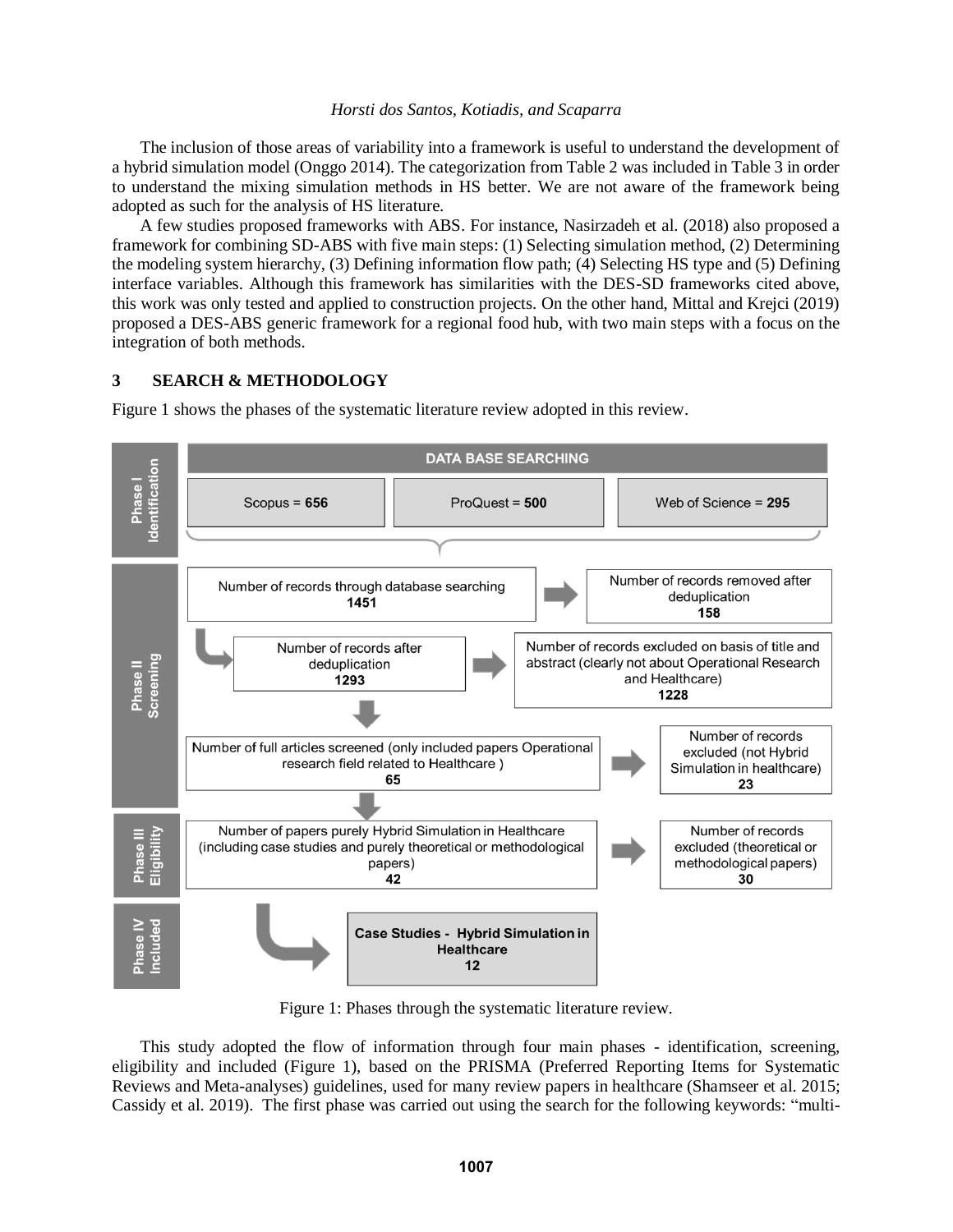The inclusion of those areas of variability into a framework is useful to understand the development of a hybrid simulation model (Onggo 2014). The categorization from Table 2 was included in Table 3 in order to understand the mixing simulation methods in HS better. We are not aware of the framework being adopted as such for the analysis of HS literature.

A few studies proposed frameworks with ABS. For instance, Nasirzadeh et al. (2018) also proposed a framework for combining SD-ABS with five main steps: (1) Selecting simulation method, (2) Determining the modeling system hierarchy, (3) Defining information flow path; (4) Selecting HS type and (5) Defining interface variables. Although this framework has similarities with the DES-SD frameworks cited above, this work was only tested and applied to construction projects. On the other hand, Mittal and Krejci (2019) proposed a DES-ABS generic framework for a regional food hub, with two main steps with a focus on the integration of both methods.

## 3 SEARCH & METHODOLOGY

Figure 1 shows the phases of the systematic literature review adopted in this review.

Phase I Identification

DATA BASE SEARCHING

Scopus = **656**

ProQuest = **500**

Web of Science = **295**

Phase II Screening

Number of records through database searching **1451**

Number of records removed after deduplication **158**

Number of records after deduplication **1293**

Number of records excluded on basis of title and abstract (clearly not about Operational Research and Healthcare) **1228**

Number of full articles screened (only included papers Operational research field related to Healthcare ) **65**

Number of records excluded (not Hybrid Simulation in healthcare) **23**

Phase III Eligibility

Number of papers purely Hybrid Simulation in Healthcare (including case studies and purely theoretical or methodological papers) **42**

Number of records excluded (theoretical or methodological papers) **30**

Phase IV Included

**Case Studies - Hybrid Simulation in Healthcare 12**

Figure 1: Phases through the systematic literature review.

This study adopted the flow of information through four main phases - identification, screening, eligibility and included (Figure 1), based on the PRISMA (Preferred Reporting Items for Systematic Reviews and Meta-analyses) guidelines, used for many review papers in healthcare (Shamseer et al. 2015; Cassidy et al. 2019). The first phase was carried out using the search for the following keywords: "multi-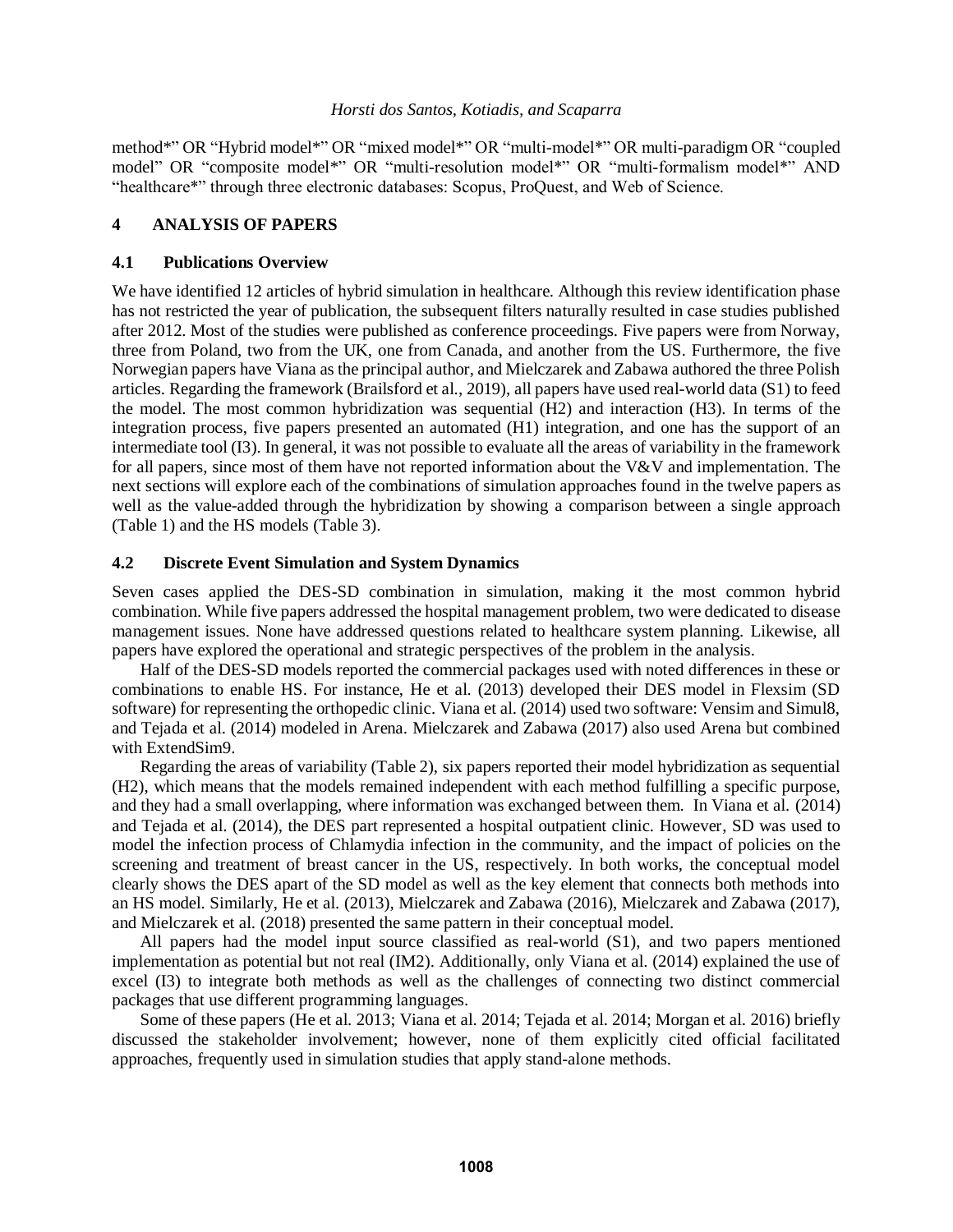method*" OR "Hybrid model*" OR "mixed model*" OR "multi-model*" OR multi-paradigm OR "coupled model" OR "composite model*" OR "multi-resolution model*" OR "multi-formalism model*" AND "healthcare*" through three electronic databases: Scopus, ProQuest, and Web of Science.

## 4 ANALYSIS OF PAPERS

### 4.1 Publications Overview

We have identified 12 articles of hybrid simulation in healthcare. Although this review identification phase has not restricted the year of publication, the subsequent filters naturally resulted in case studies published after 2012. Most of the studies were published as conference proceedings. Five papers were from Norway, three from Poland, two from the UK, one from Canada, and another from the US. Furthermore, the five Norwegian papers have Viana as the principal author, and Mielczarek and Zabawa authored the three Polish articles. Regarding the framework (Brailsford et al., 2019), all papers have used real-world data (S1) to feed the model. The most common hybridization was sequential (H2) and interaction (H3). In terms of the integration process, five papers presented an automated (H1) integration, and one has the support of an intermediate tool (I3). In general, it was not possible to evaluate all the areas of variability in the framework for all papers, since most of them have not reported information about the V&V and implementation. The next sections will explore each of the combinations of simulation approaches found in the twelve papers as well as the value-added through the hybridization by showing a comparison between a single approach (Table 1) and the HS models (Table 3).

### 4.2 Discrete Event Simulation and System Dynamics

Seven cases applied the DES-SD combination in simulation, making it the most common hybrid combination. While five papers addressed the hospital management problem, two were dedicated to disease management issues. None have addressed questions related to healthcare system planning. Likewise, all papers have explored the operational and strategic perspectives of the problem in the analysis.

Half of the DES-SD models reported the commercial packages used with noted differences in these or combinations to enable HS. For instance, He et al. (2013) developed their DES model in Flexsim (SD software) for representing the orthopedic clinic. Viana et al. (2014) used two software: Vensim and Simul8, and Tejada et al. (2014) modeled in Arena. Mielczarek and Zabawa (2017) also used Arena but combined with ExtendSim9.

Regarding the areas of variability (Table 2), six papers reported their model hybridization as sequential (H2), which means that the models remained independent with each method fulfilling a specific purpose, and they had a small overlapping, where information was exchanged between them. In Viana et al. (2014) and Tejada et al. (2014), the DES part represented a hospital outpatient clinic. However, SD was used to model the infection process of Chlamydia infection in the community, and the impact of policies on the screening and treatment of breast cancer in the US, respectively. In both works, the conceptual model clearly shows the DES apart of the SD model as well as the key element that connects both methods into an HS model. Similarly, He et al. (2013), Mielczarek and Zabawa (2016), Mielczarek and Zabawa (2017), and Mielczarek et al. (2018) presented the same pattern in their conceptual model.

All papers had the model input source classified as real-world (S1), and two papers mentioned implementation as potential but not real (IM2). Additionally, only Viana et al. (2014) explained the use of excel (I3) to integrate both methods as well as the challenges of connecting two distinct commercial packages that use different programming languages.

Some of these papers (He et al. 2013; Viana et al. 2014; Tejada et al. 2014; Morgan et al. 2016) briefly discussed the stakeholder involvement; however, none of them explicitly cited official facilitated approaches, frequently used in simulation studies that apply stand-alone methods.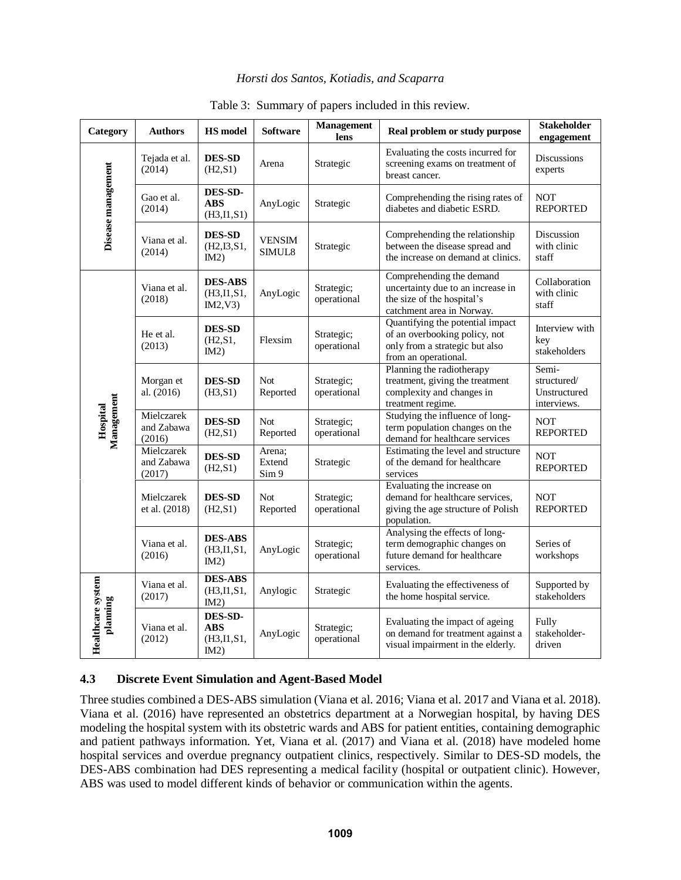Table 3: Summary of papers included in this review.

| Category | Authors | HS model | Software | Management lens | Real problem or study purpose | Stakeholder engagement |
|---|---|---|---|---|---|---|
| Disease management | Tejada et al. (2014) | **DES-SD** (H2,S1) | Arena | Strategic | Evaluating the costs incurred for screening exams on treatment of breast cancer. | Discussions experts |
| | Gao et al. (2014) | **DES-SD-ABS** (H3,I1,S1) | AnyLogic | Strategic | Comprehending the rising rates of diabetes and diabetic ESRD. | NOT REPORTED |
| | Viana et al. (2014) | **DES-SD** (H2,I3,S1, IM2) | VENSIM SIMUL8 | Strategic | Comprehending the relationship between the disease spread and the increase on demand at clinics. | Discussion with clinic staff |
| Hospital Management | Viana et al. (2018) | **DES-ABS** (H3,I1,S1, IM2,V3) | AnyLogic | Strategic; operational | Comprehending the demand uncertainty due to an increase in the size of the hospital's catchment area in Norway. | Collaboration with clinic staff |
| | He et al. (2013) | **DES-SD** (H2,S1, IM2) | Flexsim | Strategic; operational | Quantifying the potential impact of an overbooking policy, not only from a strategic but also from an operational. | Interview with key stakeholders |
| | Morgan et al. (2016) | **DES-SD** (H3,S1) | Not Reported | Strategic; operational | Planning the radiotherapy treatment, giving the treatment complexity and changes in treatment regime. | Semi-structured/ Unstructured interviews. |
| | Mielczarek and Zabawa (2016) | **DES-SD** (H2,S1) | Not Reported | Strategic; operational | Studying the influence of long-term population changes on the demand for healthcare services | NOT REPORTED |
| | Mielczarek and Zabawa (2017) | **DES-SD** (H2,S1) | Arena; Extend Sim 9 | Strategic | Estimating the level and structure of the demand for healthcare services | NOT REPORTED |
| | Mielczarek et al. (2018) | **DES-SD** (H2,S1) | Not Reported | Strategic; operational | Evaluating the increase on demand for healthcare services, giving the age structure of Polish population. | NOT REPORTED |
| | Viana et al. (2016) | **DES-ABS** (H3,I1,S1, IM2) | AnyLogic | Strategic; operational | Analysing the effects of long-term demographic changes on future demand for healthcare services. | Series of workshops |
| Healthcare system planning | Viana et al. (2017) | **DES-ABS** (H3,I1,S1, IM2) | Anylogic | Strategic | Evaluating the effectiveness of the home hospital service. | Supported by stakeholders |
| | Viana et al. (2012) | **DES-SD-ABS** (H3,I1,S1, IM2) | AnyLogic | Strategic; operational | Evaluating the impact of ageing on demand for treatment against a visual impairment in the elderly. | Fully stakeholder-driven |

### 4.3 Discrete Event Simulation and Agent-Based Model

Three studies combined a DES-ABS simulation (Viana et al. 2016; Viana et al. 2017 and Viana et al. 2018). Viana et al. (2016) have represented an obstetrics department at a Norwegian hospital, by having DES modeling the hospital system with its obstetric wards and ABS for patient entities, containing demographic and patient pathways information. Yet, Viana et al. (2017) and Viana et al. (2018) have modeled home hospital services and overdue pregnancy outpatient clinics, respectively. Similar to DES-SD models, the DES-ABS combination had DES representing a medical facility (hospital or outpatient clinic). However, ABS was used to model different kinds of behavior or communication within the agents.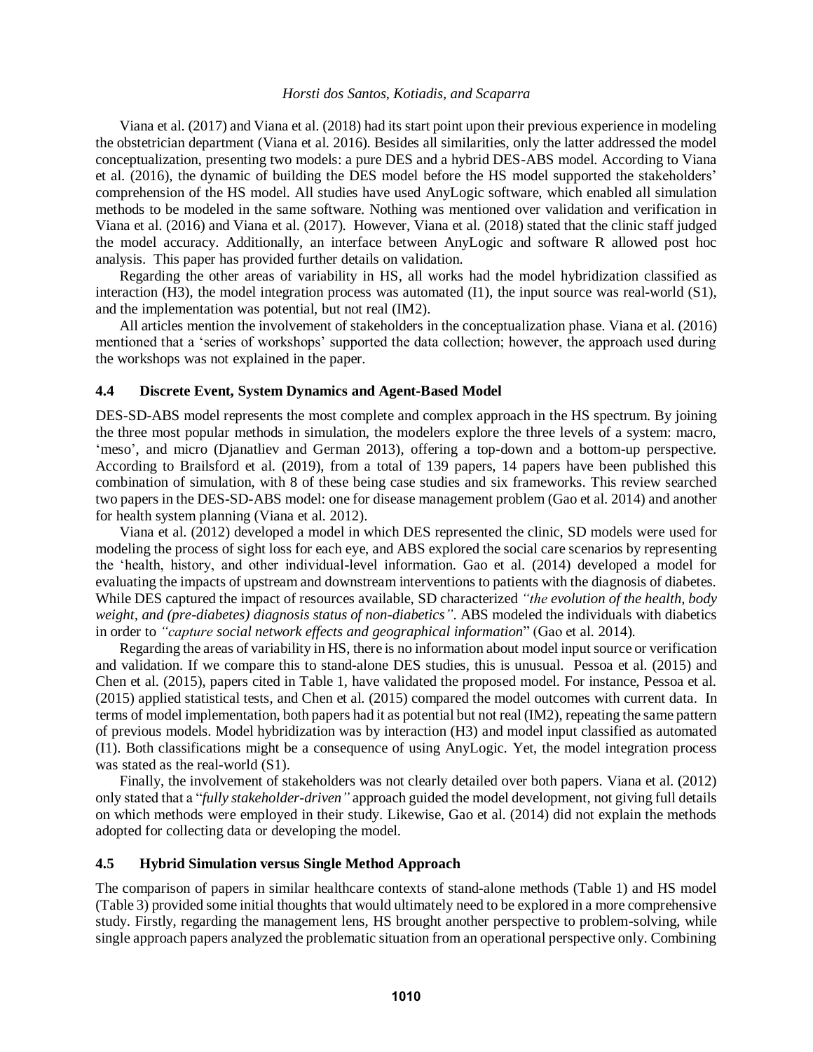Viana et al. (2017) and Viana et al. (2018) had its start point upon their previous experience in modeling the obstetrician department (Viana et al. 2016). Besides all similarities, only the latter addressed the model conceptualization, presenting two models: a pure DES and a hybrid DES-ABS model. According to Viana et al. (2016), the dynamic of building the DES model before the HS model supported the stakeholders' comprehension of the HS model. All studies have used AnyLogic software, which enabled all simulation methods to be modeled in the same software. Nothing was mentioned over validation and verification in Viana et al. (2016) and Viana et al. (2017). However, Viana et al. (2018) stated that the clinic staff judged the model accuracy. Additionally, an interface between AnyLogic and software R allowed post hoc analysis. This paper has provided further details on validation.

Regarding the other areas of variability in HS, all works had the model hybridization classified as interaction (H3), the model integration process was automated (I1), the input source was real-world (S1), and the implementation was potential, but not real (IM2).

All articles mention the involvement of stakeholders in the conceptualization phase. Viana et al. (2016) mentioned that a 'series of workshops' supported the data collection; however, the approach used during the workshops was not explained in the paper.

### 4.4 Discrete Event, System Dynamics and Agent-Based Model

DES-SD-ABS model represents the most complete and complex approach in the HS spectrum. By joining the three most popular methods in simulation, the modelers explore the three levels of a system: macro, 'meso', and micro (Djanatliev and German 2013), offering a top-down and a bottom-up perspective. According to Brailsford et al. (2019), from a total of 139 papers, 14 papers have been published this combination of simulation, with 8 of these being case studies and six frameworks. This review searched two papers in the DES-SD-ABS model: one for disease management problem (Gao et al. 2014) and another for health system planning (Viana et al. 2012).

Viana et al. (2012) developed a model in which DES represented the clinic, SD models were used for modeling the process of sight loss for each eye, and ABS explored the social care scenarios by representing the 'health, history, and other individual-level information. Gao et al. (2014) developed a model for evaluating the impacts of upstream and downstream interventions to patients with the diagnosis of diabetes. While DES captured the impact of resources available, SD characterized *"the evolution of the health, body weight, and (pre-diabetes) diagnosis status of non-diabetics"*. ABS modeled the individuals with diabetics in order to *"capture social network effects and geographical information*" (Gao et al. 2014).

Regarding the areas of variability in HS, there is no information about model input source or verification and validation. If we compare this to stand-alone DES studies, this is unusual. Pessoa et al. (2015) and Chen et al. (2015), papers cited in Table 1, have validated the proposed model. For instance, Pessoa et al. (2015) applied statistical tests, and Chen et al. (2015) compared the model outcomes with current data. In terms of model implementation, both papers had it as potential but not real (IM2), repeating the same pattern of previous models. Model hybridization was by interaction (H3) and model input classified as automated (I1). Both classifications might be a consequence of using AnyLogic. Yet, the model integration process was stated as the real-world (S1).

Finally, the involvement of stakeholders was not clearly detailed over both papers. Viana et al. (2012) only stated that a "*fully stakeholder-driven"* approach guided the model development, not giving full details on which methods were employed in their study. Likewise, Gao et al. (2014) did not explain the methods adopted for collecting data or developing the model.

### 4.5 Hybrid Simulation versus Single Method Approach

The comparison of papers in similar healthcare contexts of stand-alone methods (Table 1) and HS model (Table 3) provided some initial thoughts that would ultimately need to be explored in a more comprehensive study. Firstly, regarding the management lens, HS brought another perspective to problem-solving, while single approach papers analyzed the problematic situation from an operational perspective only. Combining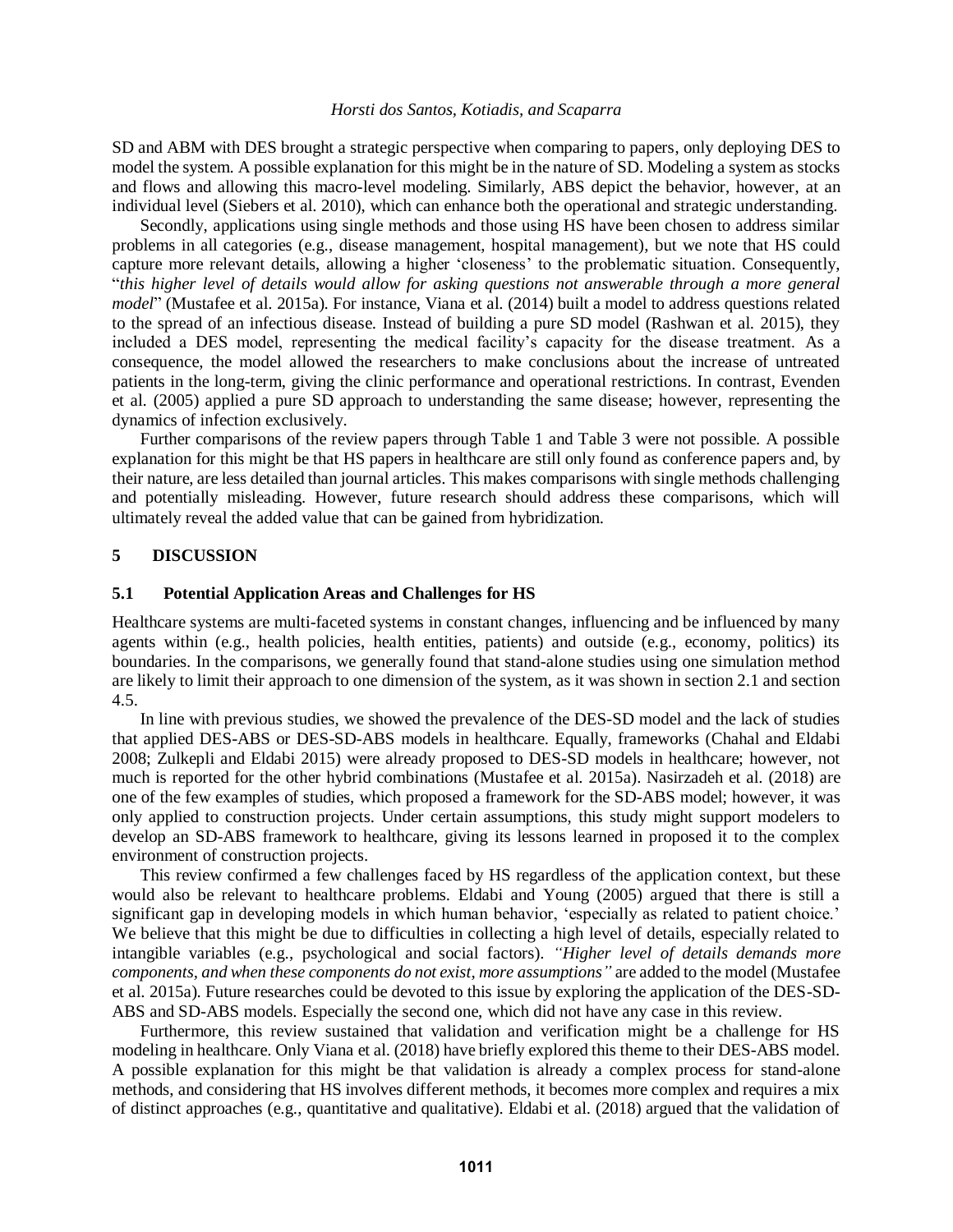SD and ABM with DES brought a strategic perspective when comparing to papers, only deploying DES to model the system. A possible explanation for this might be in the nature of SD. Modeling a system as stocks and flows and allowing this macro-level modeling. Similarly, ABS depict the behavior, however, at an individual level (Siebers et al. 2010), which can enhance both the operational and strategic understanding.

Secondly, applications using single methods and those using HS have been chosen to address similar problems in all categories (e.g., disease management, hospital management), but we note that HS could capture more relevant details, allowing a higher 'closeness' to the problematic situation. Consequently, "*this higher level of details would allow for asking questions not answerable through a more general model*" (Mustafee et al. 2015a). For instance, Viana et al. (2014) built a model to address questions related to the spread of an infectious disease. Instead of building a pure SD model (Rashwan et al. 2015), they included a DES model, representing the medical facility's capacity for the disease treatment. As a consequence, the model allowed the researchers to make conclusions about the increase of untreated patients in the long-term, giving the clinic performance and operational restrictions. In contrast, Evenden et al. (2005) applied a pure SD approach to understanding the same disease; however, representing the dynamics of infection exclusively.

Further comparisons of the review papers through Table 1 and Table 3 were not possible. A possible explanation for this might be that HS papers in healthcare are still only found as conference papers and, by their nature, are less detailed than journal articles. This makes comparisons with single methods challenging and potentially misleading. However, future research should address these comparisons, which will ultimately reveal the added value that can be gained from hybridization.

## 5 DISCUSSION

### 5.1 Potential Application Areas and Challenges for HS

Healthcare systems are multi-faceted systems in constant changes, influencing and be influenced by many agents within (e.g., health policies, health entities, patients) and outside (e.g., economy, politics) its boundaries. In the comparisons, we generally found that stand-alone studies using one simulation method are likely to limit their approach to one dimension of the system, as it was shown in section 2.1 and section 4.5.

In line with previous studies, we showed the prevalence of the DES-SD model and the lack of studies that applied DES-ABS or DES-SD-ABS models in healthcare. Equally, frameworks (Chahal and Eldabi 2008; Zulkepli and Eldabi 2015) were already proposed to DES-SD models in healthcare; however, not much is reported for the other hybrid combinations (Mustafee et al. 2015a). Nasirzadeh et al. (2018) are one of the few examples of studies, which proposed a framework for the SD-ABS model; however, it was only applied to construction projects. Under certain assumptions, this study might support modelers to develop an SD-ABS framework to healthcare, giving its lessons learned in proposed it to the complex environment of construction projects.

This review confirmed a few challenges faced by HS regardless of the application context, but these would also be relevant to healthcare problems. Eldabi and Young (2005) argued that there is still a significant gap in developing models in which human behavior, 'especially as related to patient choice.' We believe that this might be due to difficulties in collecting a high level of details, especially related to intangible variables (e.g., psychological and social factors). *"Higher level of details demands more components, and when these components do not exist, more assumptions"* are added to the model (Mustafee et al. 2015a). Future researches could be devoted to this issue by exploring the application of the DES-SD-ABS and SD-ABS models. Especially the second one, which did not have any case in this review.

Furthermore, this review sustained that validation and verification might be a challenge for HS modeling in healthcare. Only Viana et al. (2018) have briefly explored this theme to their DES-ABS model. A possible explanation for this might be that validation is already a complex process for stand-alone methods, and considering that HS involves different methods, it becomes more complex and requires a mix of distinct approaches (e.g., quantitative and qualitative). Eldabi et al. (2018) argued that the validation of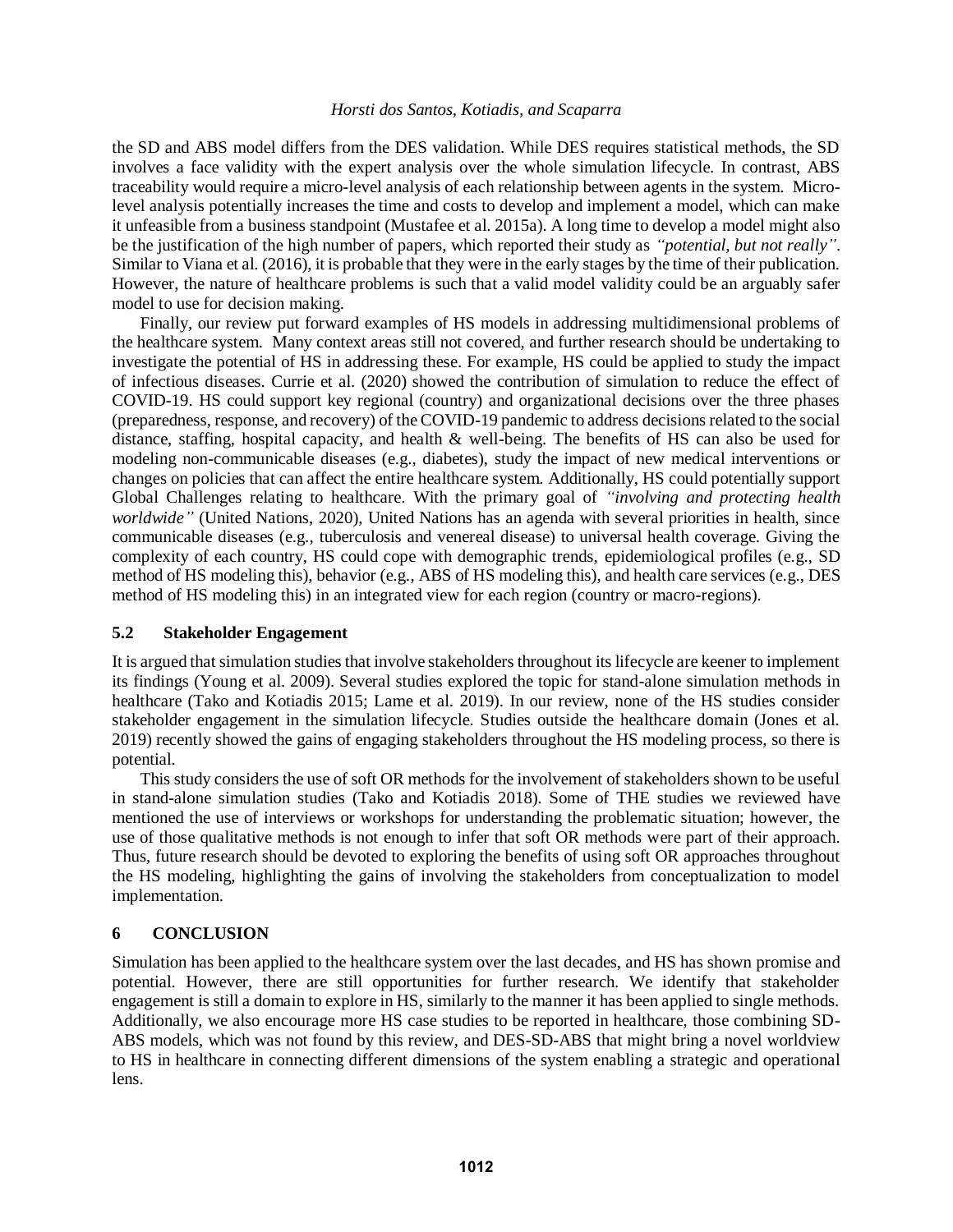the SD and ABS model differs from the DES validation. While DES requires statistical methods, the SD involves a face validity with the expert analysis over the whole simulation lifecycle. In contrast, ABS traceability would require a micro-level analysis of each relationship between agents in the system. Micro-level analysis potentially increases the time and costs to develop and implement a model, which can make it unfeasible from a business standpoint (Mustafee et al. 2015a). A long time to develop a model might also be the justification of the high number of papers, which reported their study as *"potential, but not really"*. Similar to Viana et al. (2016), it is probable that they were in the early stages by the time of their publication. However, the nature of healthcare problems is such that a valid model validity could be an arguably safer model to use for decision making.

Finally, our review put forward examples of HS models in addressing multidimensional problems of the healthcare system. Many context areas still not covered, and further research should be undertaking to investigate the potential of HS in addressing these. For example, HS could be applied to study the impact of infectious diseases. Currie et al. (2020) showed the contribution of simulation to reduce the effect of COVID-19. HS could support key regional (country) and organizational decisions over the three phases (preparedness, response, and recovery) of the COVID-19 pandemic to address decisions related to the social distance, staffing, hospital capacity, and health & well-being. The benefits of HS can also be used for modeling non-communicable diseases (e.g., diabetes), study the impact of new medical interventions or changes on policies that can affect the entire healthcare system. Additionally, HS could potentially support Global Challenges relating to healthcare. With the primary goal of *"involving and protecting health worldwide"* (United Nations, 2020), United Nations has an agenda with several priorities in health, since communicable diseases (e.g., tuberculosis and venereal disease) to universal health coverage. Giving the complexity of each country, HS could cope with demographic trends, epidemiological profiles (e.g., SD method of HS modeling this), behavior (e.g., ABS of HS modeling this), and health care services (e.g., DES method of HS modeling this) in an integrated view for each region (country or macro-regions).

### 5.2 Stakeholder Engagement

It is argued that simulation studies that involve stakeholders throughout its lifecycle are keener to implement its findings (Young et al. 2009). Several studies explored the topic for stand-alone simulation methods in healthcare (Tako and Kotiadis 2015; Lame et al. 2019). In our review, none of the HS studies consider stakeholder engagement in the simulation lifecycle. Studies outside the healthcare domain (Jones et al. 2019) recently showed the gains of engaging stakeholders throughout the HS modeling process, so there is potential.

This study considers the use of soft OR methods for the involvement of stakeholders shown to be useful in stand-alone simulation studies (Tako and Kotiadis 2018). Some of THE studies we reviewed have mentioned the use of interviews or workshops for understanding the problematic situation; however, the use of those qualitative methods is not enough to infer that soft OR methods were part of their approach. Thus, future research should be devoted to exploring the benefits of using soft OR approaches throughout the HS modeling, highlighting the gains of involving the stakeholders from conceptualization to model implementation.

## 6 CONCLUSION

Simulation has been applied to the healthcare system over the last decades, and HS has shown promise and potential. However, there are still opportunities for further research. We identify that stakeholder engagement is still a domain to explore in HS, similarly to the manner it has been applied to single methods. Additionally, we also encourage more HS case studies to be reported in healthcare, those combining SD-ABS models, which was not found by this review, and DES-SD-ABS that might bring a novel worldview to HS in healthcare in connecting different dimensions of the system enabling a strategic and operational lens.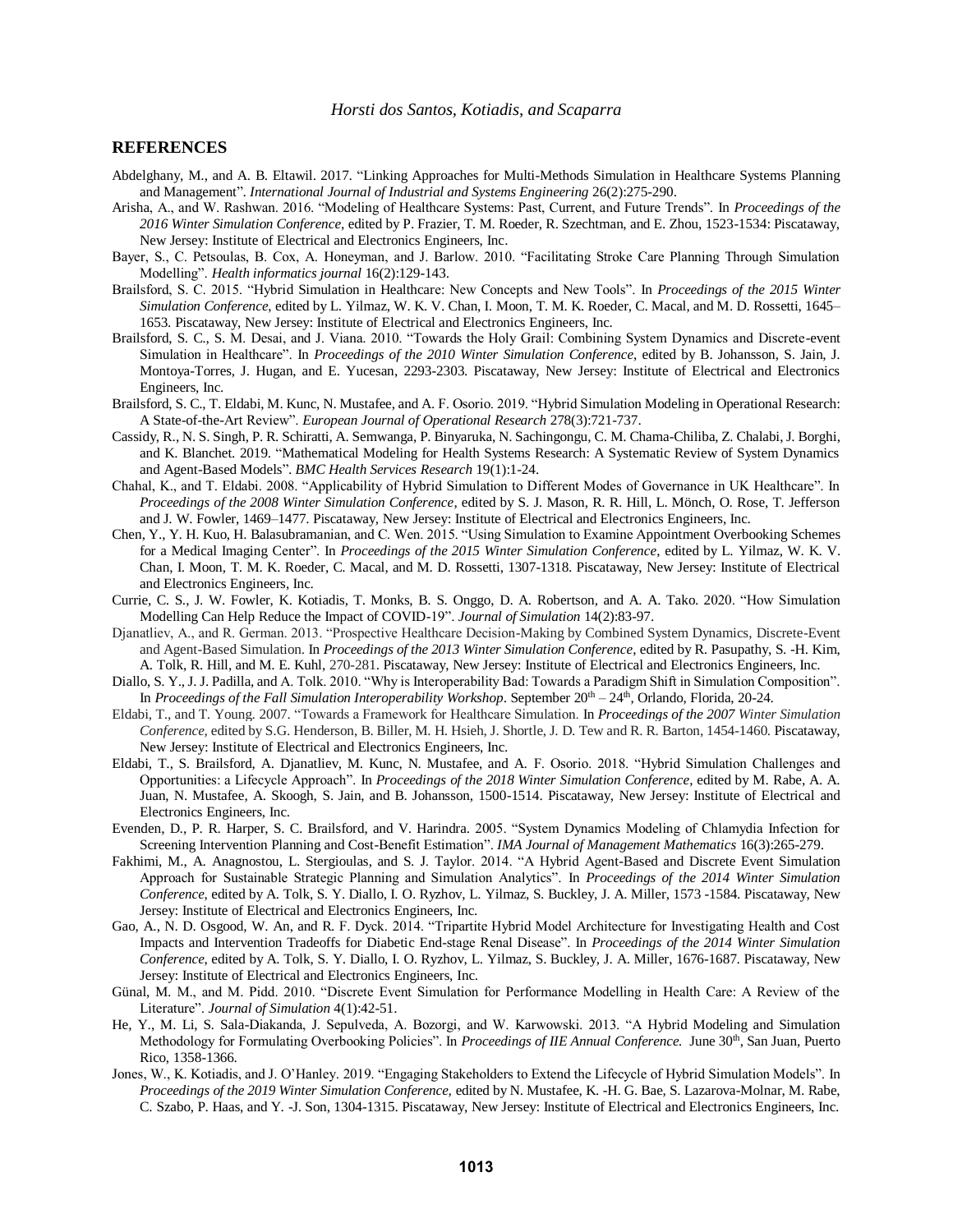## REFERENCES

Abdelghany, M., and A. B. Eltawil. 2017. "Linking Approaches for Multi-Methods Simulation in Healthcare Systems Planning and Management". *International Journal of Industrial and Systems Engineering* 26(2):275-290.

Arisha, A., and W. Rashwan. 2016. "Modeling of Healthcare Systems: Past, Current, and Future Trends". In *Proceedings of the 2016 Winter Simulation Conference*, edited by P. Frazier, T. M. Roeder, R. Szechtman, and E. Zhou, 1523-1534: Piscataway, New Jersey: Institute of Electrical and Electronics Engineers, Inc.

Bayer, S., C. Petsoulas, B. Cox, A. Honeyman, and J. Barlow. 2010. "Facilitating Stroke Care Planning Through Simulation Modelling". *Health informatics journal* 16(2):129-143.

Brailsford, S. C. 2015. "Hybrid Simulation in Healthcare: New Concepts and New Tools". In *Proceedings of the 2015 Winter Simulation Conference*, edited by L. Yilmaz, W. K. V. Chan, I. Moon, T. M. K. Roeder, C. Macal, and M. D. Rossetti, 1645–1653. Piscataway, New Jersey: Institute of Electrical and Electronics Engineers, Inc.

Brailsford, S. C., S. M. Desai, and J. Viana. 2010. "Towards the Holy Grail: Combining System Dynamics and Discrete-event Simulation in Healthcare". In *Proceedings of the 2010 Winter Simulation Conference*, edited by B. Johansson, S. Jain, J. Montoya-Torres, J. Hugan, and E. Yucesan, 2293-2303. Piscataway, New Jersey: Institute of Electrical and Electronics Engineers, Inc.

Brailsford, S. C., T. Eldabi, M. Kunc, N. Mustafee, and A. F. Osorio. 2019. "Hybrid Simulation Modeling in Operational Research: A State-of-the-Art Review". *European Journal of Operational Research* 278(3):721-737.

Cassidy, R., N. S. Singh, P. R. Schiratti, A. Semwanga, P. Binyaruka, N. Sachingongu, C. M. Chama-Chiliba, Z. Chalabi, J. Borghi, and K. Blanchet. 2019. "Mathematical Modeling for Health Systems Research: A Systematic Review of System Dynamics and Agent-Based Models". *BMC Health Services Research* 19(1):1-24.

Chahal, K., and T. Eldabi. 2008. "Applicability of Hybrid Simulation to Different Modes of Governance in UK Healthcare". In *Proceedings of the 2008 Winter Simulation Conference*, edited by S. J. Mason, R. R. Hill, L. Mönch, O. Rose, T. Jefferson and J. W. Fowler, 1469–1477. Piscataway, New Jersey: Institute of Electrical and Electronics Engineers, Inc.

Chen, Y., Y. H. Kuo, H. Balasubramanian, and C. Wen. 2015. "Using Simulation to Examine Appointment Overbooking Schemes for a Medical Imaging Center". In *Proceedings of the 2015 Winter Simulation Conference*, edited by L. Yilmaz, W. K. V. Chan, I. Moon, T. M. K. Roeder, C. Macal, and M. D. Rossetti, 1307-1318. Piscataway, New Jersey: Institute of Electrical and Electronics Engineers, Inc.

Currie, C. S., J. W. Fowler, K. Kotiadis, T. Monks, B. S. Onggo, D. A. Robertson, and A. A. Tako. 2020. "How Simulation Modelling Can Help Reduce the Impact of COVID-19". *Journal of Simulation* 14(2):83-97.

Djanatliev, A., and R. German. 2013. "Prospective Healthcare Decision-Making by Combined System Dynamics, Discrete-Event and Agent-Based Simulation. In *Proceedings of the 2013 Winter Simulation Conference*, edited by R. Pasupathy, S. -H. Kim, A. Tolk, R. Hill, and M. E. Kuhl, 270-281. Piscataway, New Jersey: Institute of Electrical and Electronics Engineers, Inc.

Diallo, S. Y., J. J. Padilla, and A. Tolk. 2010. "Why is Interoperability Bad: Towards a Paradigm Shift in Simulation Composition". In *Proceedings of the Fall Simulation Interoperability Workshop*. September 20th – 24th, Orlando, Florida, 20-24.

Eldabi, T., and T. Young. 2007. "Towards a Framework for Healthcare Simulation. In *Proceedings of the 2007 Winter Simulation Conference*, edited by S.G. Henderson, B. Biller, M. H. Hsieh, J. Shortle, J. D. Tew and R. R. Barton, 1454-1460. Piscataway, New Jersey: Institute of Electrical and Electronics Engineers, Inc.

Eldabi, T., S. Brailsford, A. Djanatliev, M. Kunc, N. Mustafee, and A. F. Osorio. 2018. "Hybrid Simulation Challenges and Opportunities: a Lifecycle Approach". In *Proceedings of the 2018 Winter Simulation Conference*, edited by M. Rabe, A. A. Juan, N. Mustafee, A. Skoogh, S. Jain, and B. Johansson, 1500-1514. Piscataway, New Jersey: Institute of Electrical and Electronics Engineers, Inc.

Evenden, D., P. R. Harper, S. C. Brailsford, and V. Harindra. 2005. "System Dynamics Modeling of Chlamydia Infection for Screening Intervention Planning and Cost-Benefit Estimation". *IMA Journal of Management Mathematics* 16(3):265-279.

Fakhimi, M., A. Anagnostou, L. Stergioulas, and S. J. Taylor. 2014. "A Hybrid Agent-Based and Discrete Event Simulation Approach for Sustainable Strategic Planning and Simulation Analytics". In *Proceedings of the 2014 Winter Simulation Conference*, edited by A. Tolk, S. Y. Diallo, I. O. Ryzhov, L. Yilmaz, S. Buckley, J. A. Miller, 1573 -1584. Piscataway, New Jersey: Institute of Electrical and Electronics Engineers, Inc.

Gao, A., N. D. Osgood, W. An, and R. F. Dyck. 2014. "Tripartite Hybrid Model Architecture for Investigating Health and Cost Impacts and Intervention Tradeoffs for Diabetic End-stage Renal Disease". In *Proceedings of the 2014 Winter Simulation Conference*, edited by A. Tolk, S. Y. Diallo, I. O. Ryzhov, L. Yilmaz, S. Buckley, J. A. Miller, 1676-1687. Piscataway, New Jersey: Institute of Electrical and Electronics Engineers, Inc.

Günal, M. M., and M. Pidd. 2010. "Discrete Event Simulation for Performance Modelling in Health Care: A Review of the Literature". *Journal of Simulation* 4(1):42-51.

He, Y., M. Li, S. Sala-Diakanda, J. Sepulveda, A. Bozorgi, and W. Karwowski. 2013. "A Hybrid Modeling and Simulation Methodology for Formulating Overbooking Policies". In *Proceedings IIE Annual Conference.* June 30th, San Juan, Puerto Rico, 1358-1366.

Jones, W., K. Kotiadis, and J. O'Hanley. 2019. "Engaging Stakeholders to Extend the Lifecycle of Hybrid Simulation Models". In *Proceedings of the 2019 Winter Simulation Conference,* edited by N. Mustafee, K. -H. G. Bae, S. Lazarova-Molnar, M. Rabe, C. Szabo, P. Haas, and Y. -J. Son, 1304-1315. Piscataway, New Jersey: Institute of Electrical and Electronics Engineers, Inc.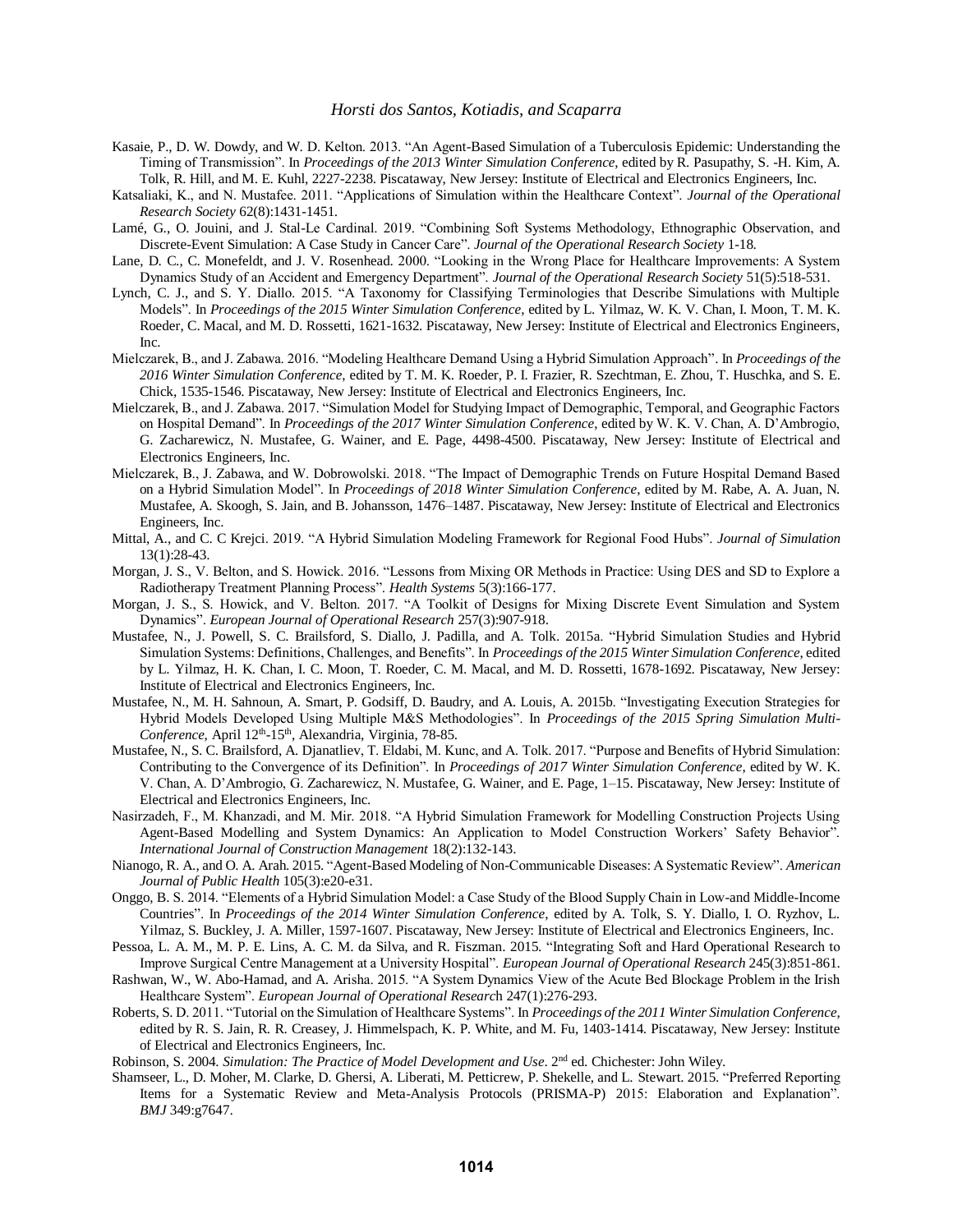Kasaie, P., D. W. Dowdy, and W. D. Kelton. 2013. "An Agent-Based Simulation of a Tuberculosis Epidemic: Understanding the Timing of Transmission". In *Proceedings of the 2013 Winter Simulation Conference*, edited by R. Pasupathy, S. -H. Kim, A. Tolk, R. Hill, and M. E. Kuhl, 2227-2238. Piscataway, New Jersey: Institute of Electrical and Electronics Engineers, Inc.

Katsaliaki, K., and N. Mustafee. 2011. "Applications of Simulation within the Healthcare Context". *Journal of the Operational Research Society* 62(8):1431-1451.

Lamé, G., O. Jouini, and J. Stal-Le Cardinal. 2019. "Combining Soft Systems Methodology, Ethnographic Observation, and Discrete-Event Simulation: A Case Study in Cancer Care". *Journal of the Operational Research Society* 1-18.

Lane, D. C., C. Monefeldt, and J. V. Rosenhead. 2000. "Looking in the Wrong Place for Healthcare Improvements: A System Dynamics Study of an Accident and Emergency Department". *Journal of the Operational Research Society* 51(5):518-531.

Lynch, C. J., and S. Y. Diallo. 2015. "A Taxonomy for Classifying Terminologies that Describe Simulations with Multiple Models". In *Proceedings of the 2015 Winter Simulation Conference*, edited by L. Yilmaz, W. K. V. Chan, I. Moon, T. M. K. Roeder, C. Macal, and M. D. Rossetti, 1621-1632. Piscataway, New Jersey: Institute of Electrical and Electronics Engineers, Inc.

Mielczarek, B., and J. Zabawa. 2016. "Modeling Healthcare Demand Using a Hybrid Simulation Approach". In *Proceedings of the 2016 Winter Simulation Conference*, edited by T. M. K. Roeder, P. I. Frazier, R. Szechtman, E. Zhou, T. Huschka, and S. E. Chick, 1535-1546. Piscataway, New Jersey: Institute of Electrical and Electronics Engineers, Inc.

Mielczarek, B., and J. Zabawa. 2017. "Simulation Model for Studying Impact of Demographic, Temporal, and Geographic Factors on Hospital Demand". In *Proceedings of the 2017 Winter Simulation Conference*, edited by W. K. V. Chan, A. D'Ambrogio, G. Zacharewicz, N. Mustafee, G. Wainer, and E. Page, 4498-4500. Piscataway, New Jersey: Institute of Electrical and Electronics Engineers, Inc.

Mielczarek, B., J. Zabawa, and W. Dobrowolski. 2018. "The Impact of Demographic Trends on Future Hospital Demand Based on a Hybrid Simulation Model". In *Proceedings of 2018 Winter Simulation Conference*, edited by M. Rabe, A. A. Juan, N. Mustafee, A. Skoogh, S. Jain, and B. Johansson, 1476–1487. Piscataway, New Jersey: Institute of Electrical and Electronics Engineers, Inc.

Mittal, A., and C. C Krejci. 2019. "A Hybrid Simulation Modeling Framework for Regional Food Hubs". *Journal of Simulation* 13(1):28-43.

Morgan, J. S., V. Belton, and S. Howick. 2016. "Lessons from Mixing OR Methods in Practice: Using DES and SD to Explore a Radiotherapy Treatment Planning Process". *Health Systems* 5(3):166-177.

Morgan, J. S., S. Howick, and V. Belton. 2017. "A Toolkit of Designs for Mixing Discrete Event Simulation and System Dynamics". *European Journal of Operational Research* 257(3):907-918.

Mustafee, N., J. Powell, S. C. Brailsford, S. Diallo, J. Padilla, and A. Tolk. 2015a. "Hybrid Simulation Studies and Hybrid Simulation Systems: Definitions, Challenges, and Benefits". In *Proceedings of the 2015 Winter Simulation Conference*, edited by L. Yilmaz, H. K. Chan, I. C. Moon, T. Roeder, C. M. Macal, and M. D. Rossetti, 1678-1692. Piscataway, New Jersey: Institute of Electrical and Electronics Engineers, Inc.

Mustafee, N., M. H. Sahnoun, A. Smart, P. Godsiff, D. Baudry, and A. Louis, A. 2015b. "Investigating Execution Strategies for Hybrid Models Developed Using Multiple M&S Methodologies". In *Proceedings of the 2015 Spring Simulation Multi-Conference*, April 12th-15th, Alexandria, Virginia, 78-85.

Mustafee, N., S. C. Brailsford, A. Djanatliev, T. Eldabi, M. Kunc, and A. Tolk. 2017. "Purpose and Benefits of Hybrid Simulation: Contributing to the Convergence of its Definition". In *Proceedings of 2017 Winter Simulation Conference*, edited by W. K. V. Chan, A. D'Ambrogio, G. Zacharewicz, N. Mustafee, G. Wainer, and E. Page, 1–15. Piscataway, New Jersey: Institute of Electrical and Electronics Engineers, Inc.

Nasirzadeh, F., M. Khanzadi, and M. Mir. 2018. "A Hybrid Simulation Framework for Modelling Construction Projects Using Agent-Based Modelling and System Dynamics: An Application to Model Construction Workers' Safety Behavior". *International Journal of Construction Management* 18(2):132-143.

Nianogo, R. A., and O. A. Arah. 2015. "Agent-Based Modeling of Non-Communicable Diseases: A Systematic Review". *American Journal of Public Health* 105(3):e20-e31.

Onggo, B. S. 2014. "Elements of a Hybrid Simulation Model: a Case Study of the Blood Supply Chain in Low-and Middle-Income Countries". In *Proceedings of the 2014 Winter Simulation Conference*, edited by A. Tolk, S. Y. Diallo, I. O. Ryzhov, L. Yilmaz, S. Buckley, J. A. Miller, 1597-1607. Piscataway, New Jersey: Institute of Electrical and Electronics Engineers, Inc.

Pessoa, L. A. M., M. P. E. Lins, A. C. M. da Silva, and R. Fiszman. 2015. "Integrating Soft and Hard Operational Research to Improve Surgical Centre Management at a University Hospital". *European Journal of Operational Research* 245(3):851-861.

Rashwan, W., W. Abo-Hamad, and A. Arisha. 2015. "A System Dynamics View of the Acute Bed Blockage Problem in the Irish Healthcare System". *European Journal of Operational Research* 247(1):276-293.

Roberts, S. D. 2011. "Tutorial on the Simulation of Healthcare Systems". In *Proceedings of the 2011 Winter Simulation Conference*, edited by R. S. Jain, R. R. Creasey, J. Himmelspach, K. P. White, and M. Fu, 1403-1414. Piscataway, New Jersey: Institute of Electrical and Electronics Engineers, Inc.

Robinson, S. 2004. *Simulation: The Practice of Model Development and Use*. 2nd ed. Chichester: John Wiley.

Shamseer, L., D. Moher, M. Clarke, D. Ghersi, A. Liberati, M. Petticrew, P. Shekelle, and L. Stewart. 2015. "Preferred Reporting Items for a Systematic Review and Meta-Analysis Protocols (PRISMA-P) 2015: Elaboration and Explanation". *BMJ* 349:g7647.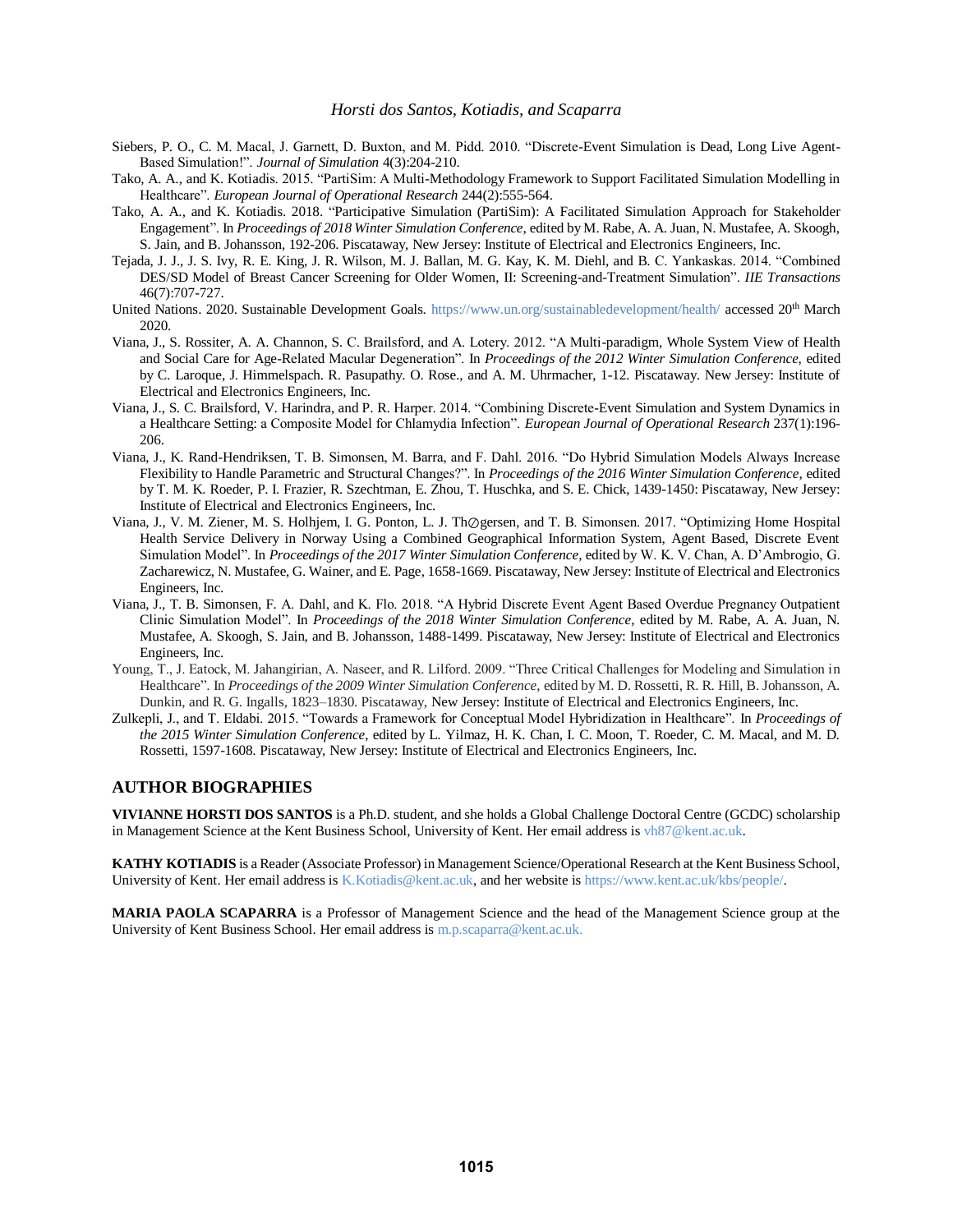Siebers, P. O., C. M. Macal, J. Garnett, D. Buxton, and M. Pidd. 2010. "Discrete-Event Simulation is Dead, Long Live Agent-Based Simulation!". *Journal of Simulation* 4(3):204-210.

Tako, A. A., and K. Kotiadis. 2015. "PartiSim: A Multi-Methodology Framework to Support Facilitated Simulation Modelling in Healthcare". *European Journal of Operational Research* 244(2):555-564.

Tako, A. A., and K. Kotiadis. 2018. "Participative Simulation (PartiSim): A Facilitated Simulation Approach for Stakeholder Engagement". In *Proceedings of 2018 Winter Simulation Conference*, edited by M. Rabe, A. A. Juan, N. Mustafee, A. Skoogh, S. Jain, and B. Johansson, 192-206. Piscataway, New Jersey: Institute of Electrical and Electronics Engineers, Inc.

Tejada, J. J., J. S. Ivy, R. E. King, J. R. Wilson, M. J. Ballan, M. G. Kay, K. M. Diehl, and B. C. Yankaskas. 2014. "Combined DES/SD Model of Breast Cancer Screening for Older Women, II: Screening-and-Treatment Simulation". *IIE Transactions* 46(7):707-727.

United Nations. 2020. Sustainable Development Goals. https://www.un.org/sustainabledevelopment/health/ accessed 20th March 2020.

Viana, J., S. Rossiter, A. A. Channon, S. C. Brailsford, and A. Lotery. 2012. "A Multi-paradigm, Whole System View of Health and Social Care for Age-Related Macular Degeneration". In *Proceedings of the 2012 Winter Simulation Conference*, edited by C. Laroque, J. Himmelspach. R. Pasupathy. O. Rose., and A. M. Uhrmacher, 1-12. Piscataway. New Jersey: Institute of Electrical and Electronics Engineers, Inc.

Viana, J., S. C. Brailsford, V. Harindra, and P. R. Harper. 2014. "Combining Discrete-Event Simulation and System Dynamics in a Healthcare Setting: a Composite Model for Chlamydia Infection". *European Journal of Operational Research* 237(1):196-206.

Viana, J., K. Rand-Hendriksen, T. B. Simonsen, M. Barra, and F. Dahl. 2016. "Do Hybrid Simulation Models Always Increase Flexibility to Handle Parametric and Structural Changes?". In *Proceedings of the 2016 Winter Simulation Conference*, edited by T. M. K. Roeder, P. I. Frazier, R. Szechtman, E. Zhou, T. Huschka, and S. E. Chick, 1439-1450: Piscataway, New Jersey: Institute of Electrical and Electronics Engineers, Inc.

Viana, J., V. M. Ziener, M. S. Holhjem, I. G. Ponton, L. J. Th⊘gersen, and T. B. Simonsen. 2017. "Optimizing Home Hospital Health Service Delivery in Norway Using a Combined Geographical Information System, Agent Based, Discrete Event Simulation Model". In *Proceedings of the 2017 Winter Simulation Conference*, edited by W. K. V. Chan, A. D'Ambrogio, G. Zacharewicz, N. Mustafee, G. Wainer, and E. Page, 1658-1669. Piscataway, New Jersey: Institute of Electrical and Electronics Engineers, Inc.

Viana, J., T. B. Simonsen, F. A. Dahl, and K. Flo. 2018. "A Hybrid Discrete Event Agent Based Overdue Pregnancy Outpatient Clinic Simulation Model". In *Proceedings of the 2018 Winter Simulation Conference*, edited by M. Rabe, A. A. Juan, N. Mustafee, A. Skoogh, S. Jain, and B. Johansson, 1488-1499. Piscataway, New Jersey: Institute of Electrical and Electronics Engineers, Inc.

Young, T., J. Eatock, M. Jahangirian, A. Naseer, and R. Lilford. 2009. "Three Critical Challenges for Modeling and Simulation in Healthcare". In *Proceedings of the 2009 Winter Simulation Conference*, edited by M. D. Rossetti, R. R. Hill, B. Johansson, A. Dunkin, and R. G. Ingalls, 1823–1830. Piscataway, New Jersey: Institute of Electrical and Electronics Engineers, Inc.

Zulkepli, J., and T. Eldabi. 2015. "Towards a Framework for Conceptual Model Hybridization in Healthcare". In *Proceedings of the 2015 Winter Simulation Conference*, edited by L. Yilmaz, H. K. Chan, I. C. Moon, T. Roeder, C. M. Macal, and M. D. Rossetti, 1597-1608. Piscataway, New Jersey: Institute of Electrical and Electronics Engineers, Inc.

## AUTHOR BIOGRAPHIES

**VIVIANNE HORSTI DOS SANTOS** is a Ph.D. student, and she holds a Global Challenge Doctoral Centre (GCDC) scholarship in Management Science at the Kent Business School, University of Kent. Her email address is vh87@kent.ac.uk.

**KATHY KOTIADIS** is a Reader (Associate Professor) in Management Science/Operational Research at the Kent Business School, University of Kent. Her email address is K.Kotiadis@kent.ac.uk, and her website is https://www.kent.ac.uk/kbs/people/.

**MARIA PAOLA SCAPARRA** is a Professor of Management Science and the head of the Management Science group at the University of Kent Business School. Her email address is m.p.scaparra@kent.ac.uk.